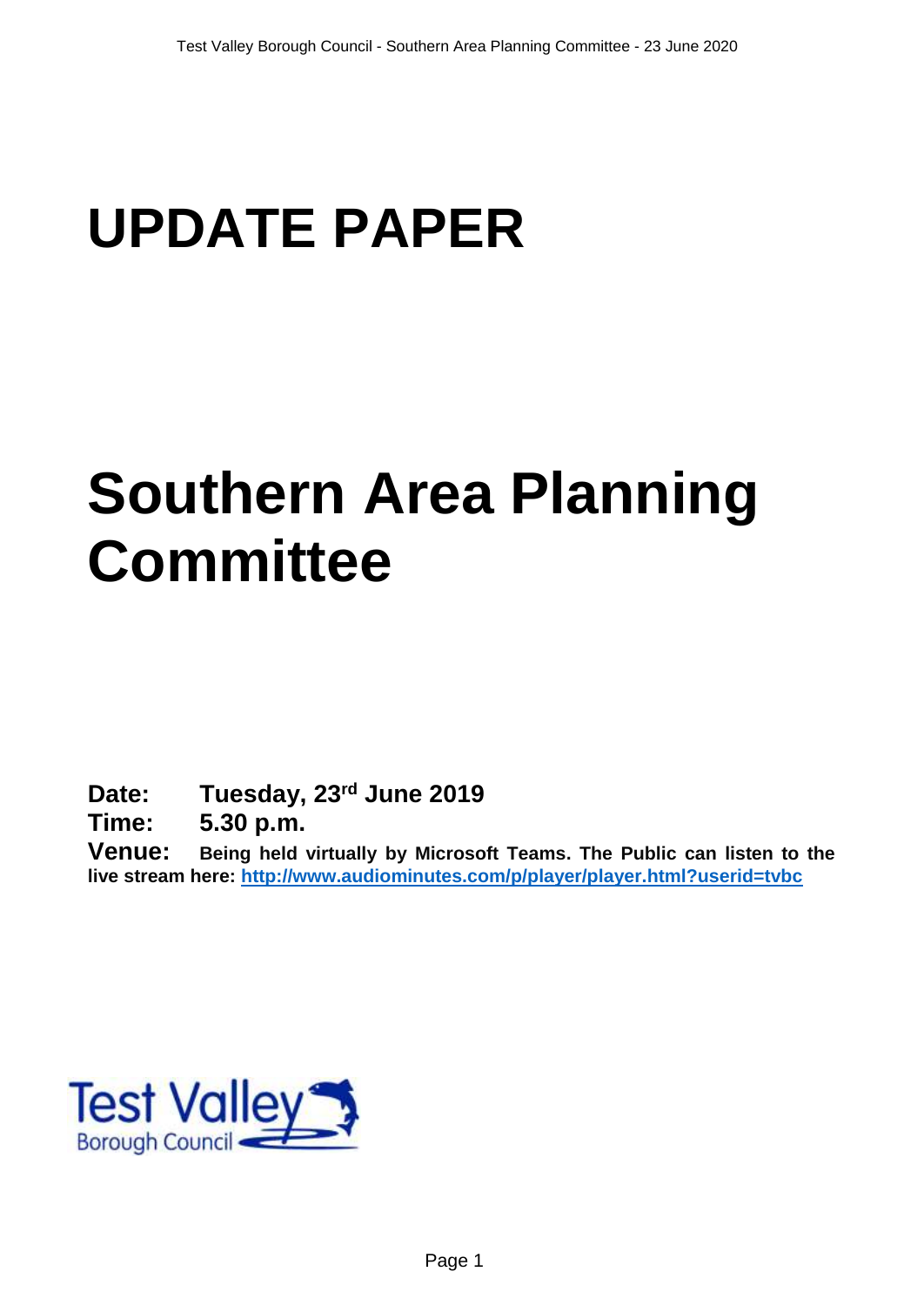# UPDATE PAPER

# Southern Area Planning Committee

**Date:** **Tuesday, 23rd June 2019**

**Time:** **5.30 p.m.**

**Venue:** **Being held virtually by Microsoft Teams. The Public can listen to the live stream here: [http://www.audiominutes.com/p/player/player.html?userid=tvbc](http://www.audiominutes.com/p/player/player.html?userid=tvbc)**

Test Valley Borough Council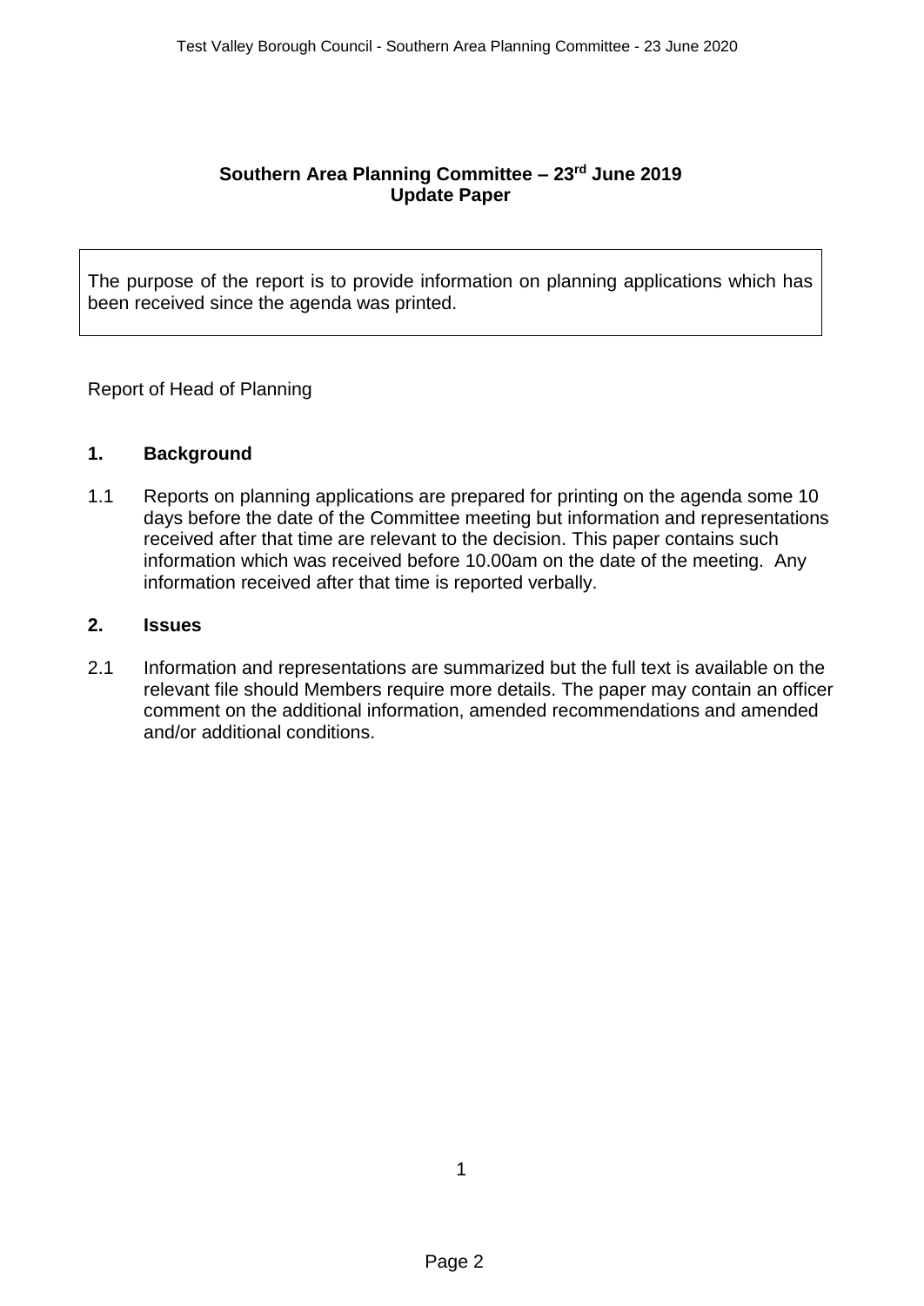**Southern Area Planning Committee – 23rd June 2019**
**Update Paper**

The purpose of the report is to provide information on planning applications which has been received since the agenda was printed.

Report of Head of Planning

## 1. Background

1.1 Reports on planning applications are prepared for printing on the agenda some 10 days before the date of the Committee meeting but information and representations received after that time are relevant to the decision. This paper contains such information which was received before 10.00am on the date of the meeting. Any information received after that time is reported verbally.

## 2. Issues

2.1 Information and representations are summarized but the full text is available on the relevant file should Members require more details. The paper may contain an officer comment on the additional information, amended recommendations and amended and/or additional conditions.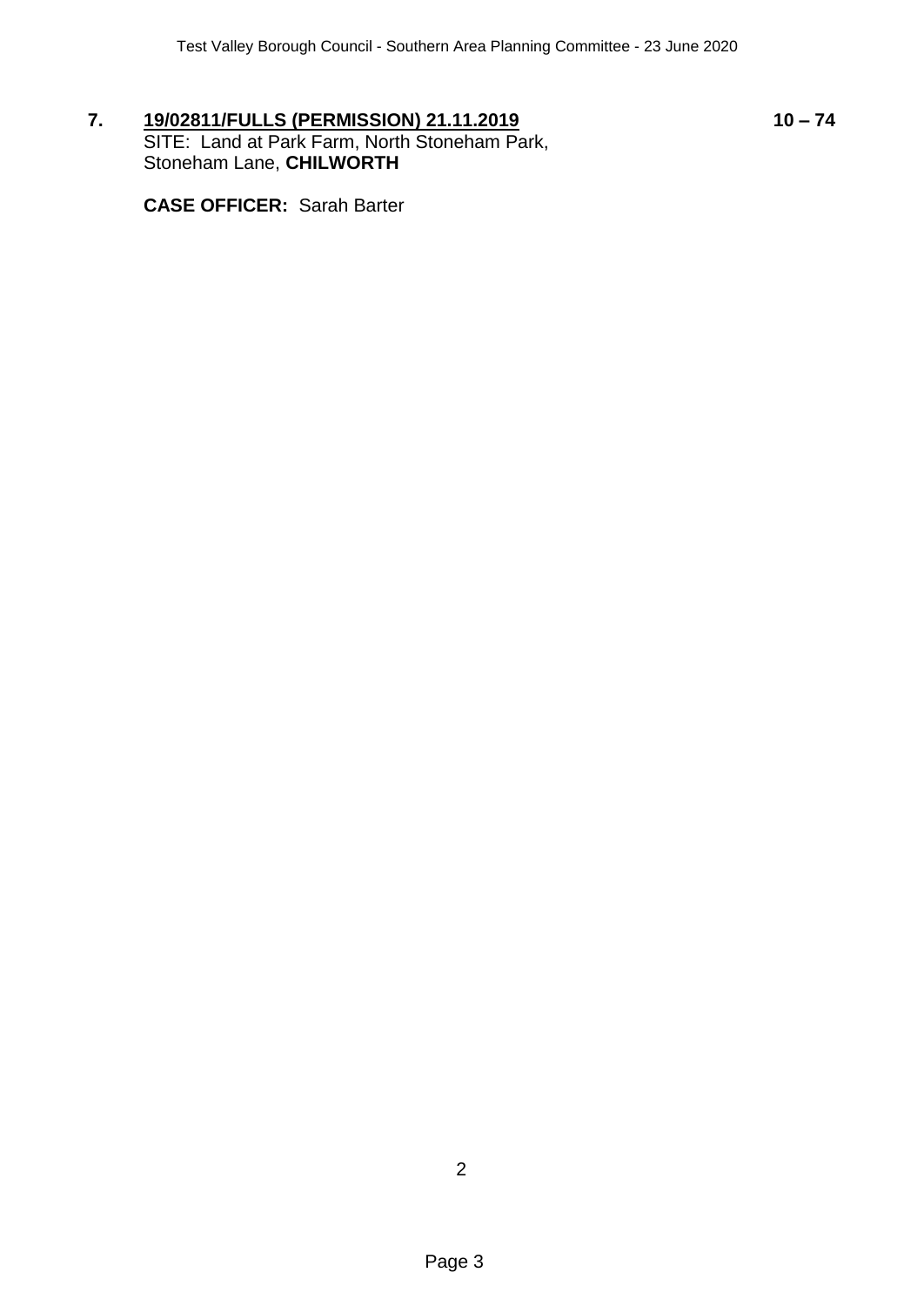**7. 19/02811/FULLS (PERMISSION) 21.11.2019** **10 – 74**

SITE: Land at Park Farm, North Stoneham Park, Stoneham Lane, **CHILWORTH**

**CASE OFFICER:** Sarah Barter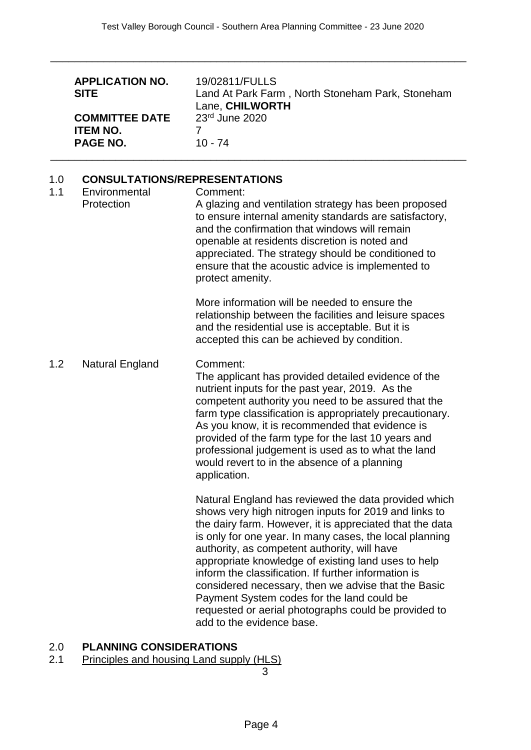| | |
|---|---|
| **APPLICATION NO.** | 19/02811/FULLS |
| **SITE** | Land At Park Farm , North Stoneham Park, Stoneham Lane, **CHILWORTH** |
| **COMMITTEE DATE** | 23rd June 2020 |
| **ITEM NO.** | 7 |
| **PAGE NO.** | 10 - 74 |

## 1.0 CONSULTATIONS/REPRESENTATIONS

1.1 Environmental Protection

Comment:
A glazing and ventilation strategy has been proposed to ensure internal amenity standards are satisfactory, and the confirmation that windows will remain openable at residents discretion is noted and appreciated. The strategy should be conditioned to ensure that the acoustic advice is implemented to protect amenity.

More information will be needed to ensure the relationship between the facilities and leisure spaces and the residential use is acceptable. But it is accepted this can be achieved by condition.

1.2 Natural England

Comment:
The applicant has provided detailed evidence of the nutrient inputs for the past year, 2019. As the competent authority you need to be assured that the farm type classification is appropriately precautionary. As you know, it is recommended that evidence is provided of the farm type for the last 10 years and professional judgement is used as to what the land would revert to in the absence of a planning application.

Natural England has reviewed the data provided which shows very high nitrogen inputs for 2019 and links to the dairy farm. However, it is appreciated that the data is only for one year. In many cases, the local planning authority, as competent authority, will have appropriate knowledge of existing land uses to help inform the classification. If further information is considered necessary, then we advise that the Basic Payment System codes for the land could be requested or aerial photographs could be provided to add to the evidence base.

## 2.0 PLANNING CONSIDERATIONS

2.1 Principles and housing Land supply (HLS)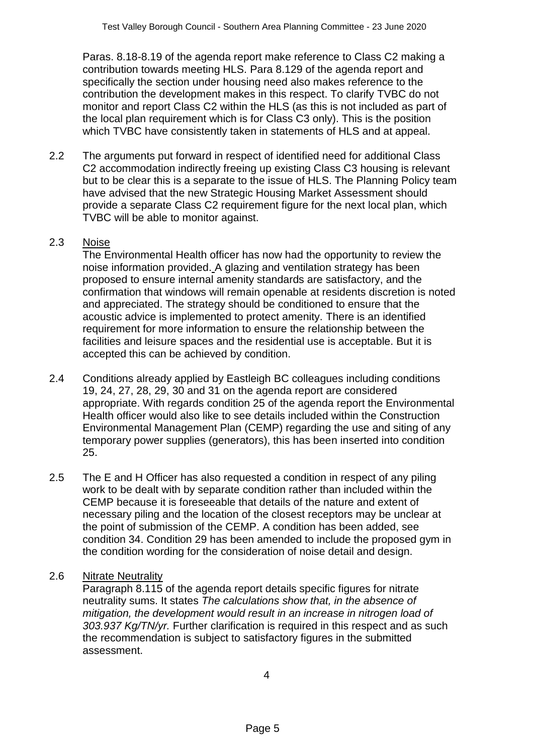Paras. 8.18-8.19 of the agenda report make reference to Class C2 making a contribution towards meeting HLS. Para 8.129 of the agenda report and specifically the section under housing need also makes reference to the contribution the development makes in this respect. To clarify TVBC do not monitor and report Class C2 within the HLS (as this is not included as part of the local plan requirement which is for Class C3 only). This is the position which TVBC have consistently taken in statements of HLS and at appeal.

2.2 The arguments put forward in respect of identified need for additional Class C2 accommodation indirectly freeing up existing Class C3 housing is relevant but to be clear this is a separate to the issue of HLS. The Planning Policy team have advised that the new Strategic Housing Market Assessment should provide a separate Class C2 requirement figure for the next local plan, which TVBC will be able to monitor against.

2.3 Noise

The Environmental Health officer has now had the opportunity to review the noise information provided. A glazing and ventilation strategy has been proposed to ensure internal amenity standards are satisfactory, and the confirmation that windows will remain openable at residents discretion is noted and appreciated. The strategy should be conditioned to ensure that the acoustic advice is implemented to protect amenity. There is an identified requirement for more information to ensure the relationship between the facilities and leisure spaces and the residential use is acceptable. But it is accepted this can be achieved by condition.

2.4 Conditions already applied by Eastleigh BC colleagues including conditions 19, 24, 27, 28, 29, 30 and 31 on the agenda report are considered appropriate. With regards condition 25 of the agenda report the Environmental Health officer would also like to see details included within the Construction Environmental Management Plan (CEMP) regarding the use and siting of any temporary power supplies (generators), this has been inserted into condition 25.

2.5 The E and H Officer has also requested a condition in respect of any piling work to be dealt with by separate condition rather than included within the CEMP because it is foreseeable that details of the nature and extent of necessary piling and the location of the closest receptors may be unclear at the point of submission of the CEMP. A condition has been added, see condition 34. Condition 29 has been amended to include the proposed gym in the condition wording for the consideration of noise detail and design.

2.6 Nitrate Neutrality

Paragraph 8.115 of the agenda report details specific figures for nitrate neutrality sums. It states *The calculations show that, in the absence of mitigation, the development would result in an increase in nitrogen load of 303.937 Kg/TN/yr.* Further clarification is required in this respect and as such the recommendation is subject to satisfactory figures in the submitted assessment.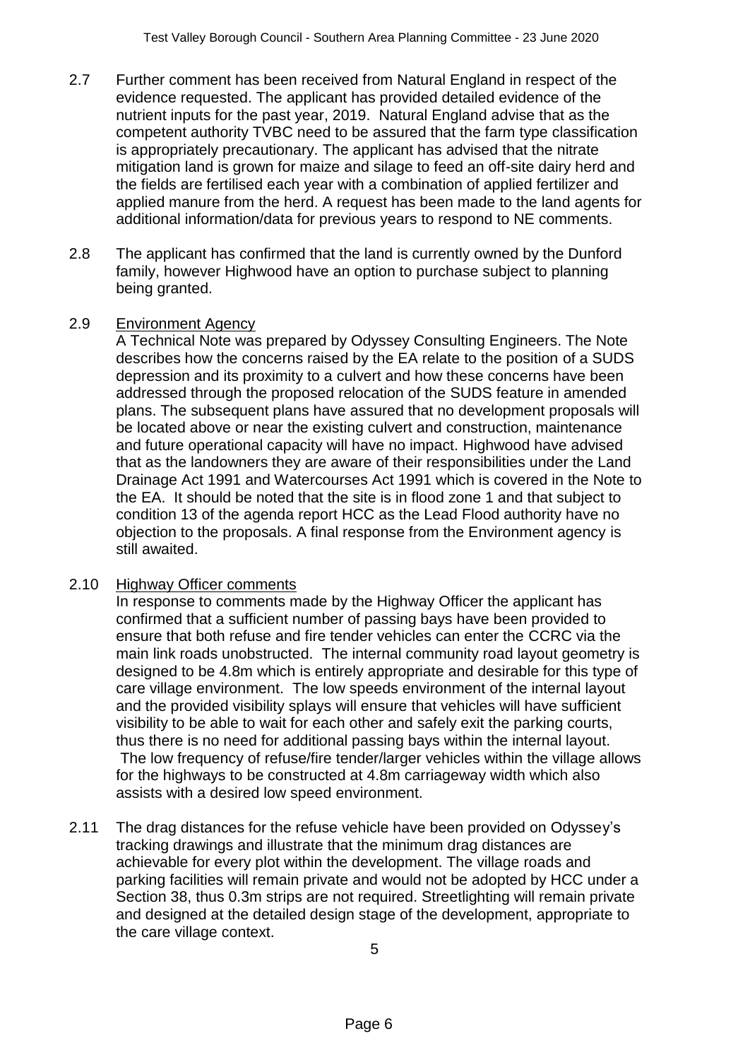2.7 Further comment has been received from Natural England in respect of the evidence requested. The applicant has provided detailed evidence of the nutrient inputs for the past year, 2019. Natural England advise that as the competent authority TVBC need to be assured that the farm type classification is appropriately precautionary. The applicant has advised that the nitrate mitigation land is grown for maize and silage to feed an off-site dairy herd and the fields are fertilised each year with a combination of applied fertilizer and applied manure from the herd. A request has been made to the land agents for additional information/data for previous years to respond to NE comments.

2.8 The applicant has confirmed that the land is currently owned by the Dunford family, however Highwood have an option to purchase subject to planning being granted.

2.9 <u>Environment Agency</u>
A Technical Note was prepared by Odyssey Consulting Engineers. The Note describes how the concerns raised by the EA relate to the position of a SUDS depression and its proximity to a culvert and how these concerns have been addressed through the proposed relocation of the SUDS feature in amended plans. The subsequent plans have assured that no development proposals will be located above or near the existing culvert and construction, maintenance and future operational capacity will have no impact. Highwood have advised that as the landowners they are aware of their responsibilities under the Land Drainage Act 1991 and Watercourses Act 1991 which is covered in the Note to the EA. It should be noted that the site is in flood zone 1 and that subject to condition 13 of the agenda report HCC as the Lead Flood authority have no objection to the proposals. A final response from the Environment agency is still awaited.

2.10 <u>Highway Officer comments</u>
In response to comments made by the Highway Officer the applicant has confirmed that a sufficient number of passing bays have been provided to ensure that both refuse and fire tender vehicles can enter the CCRC via the main link roads unobstructed. The internal community road layout geometry is designed to be 4.8m which is entirely appropriate and desirable for this type of care village environment. The low speeds environment of the internal layout and the provided visibility splays will ensure that vehicles will have sufficient visibility to be able to wait for each other and safely exit the parking courts, thus there is no need for additional passing bays within the internal layout. The low frequency of refuse/fire tender/larger vehicles within the village allows for the highways to be constructed at 4.8m carriageway width which also assists with a desired low speed environment.

2.11 The drag distances for the refuse vehicle have been provided on Odyssey's tracking drawings and illustrate that the minimum drag distances are achievable for every plot within the development. The village roads and parking facilities will remain private and would not be adopted by HCC under a Section 38, thus 0.3m strips are not required. Streetlighting will remain private and designed at the detailed design stage of the development, appropriate to the care village context.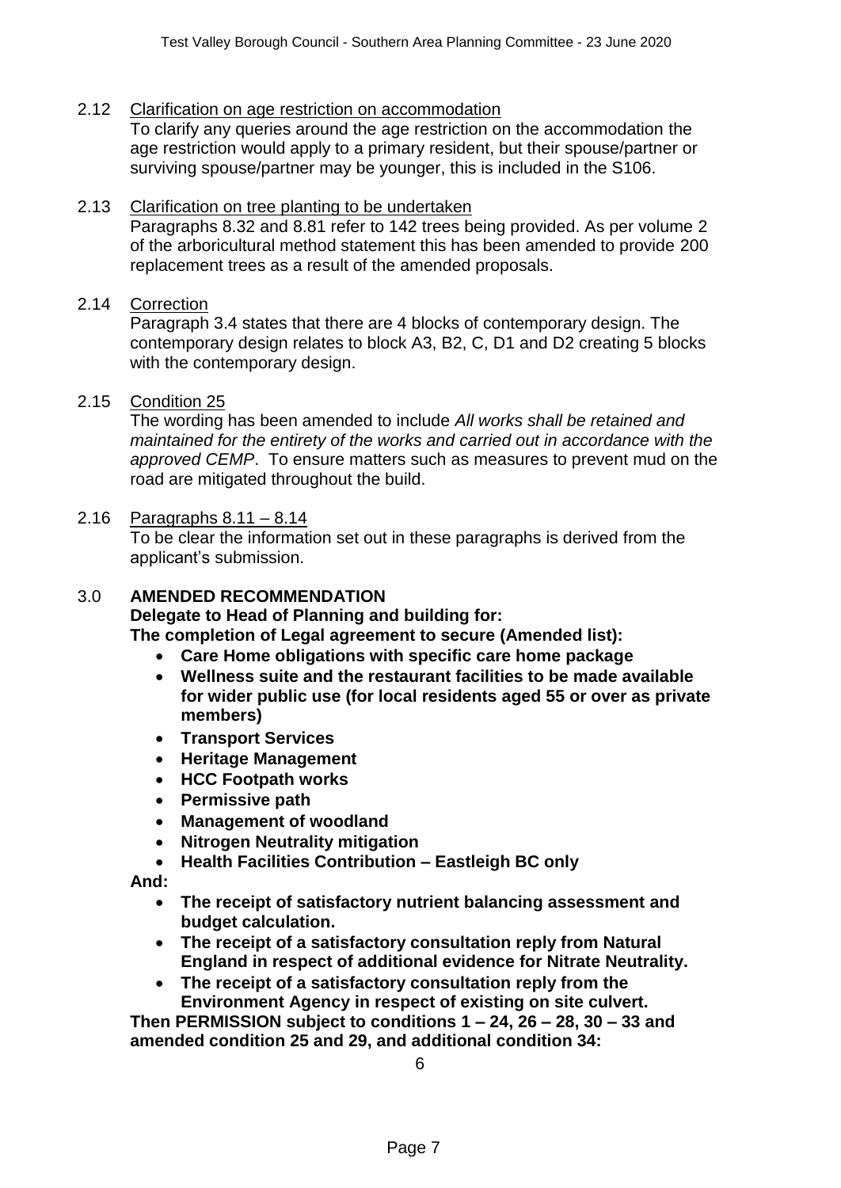2.12 Clarification on age restriction on accommodation

To clarify any queries around the age restriction on the accommodation the age restriction would apply to a primary resident, but their spouse/partner or surviving spouse/partner may be younger, this is included in the S106.

2.13 Clarification on tree planting to be undertaken

Paragraphs 8.32 and 8.81 refer to 142 trees being provided. As per volume 2 of the arboricultural method statement this has been amended to provide 200 replacement trees as a result of the amended proposals.

2.14 Correction

Paragraph 3.4 states that there are 4 blocks of contemporary design. The contemporary design relates to block A3, B2, C, D1 and D2 creating 5 blocks with the contemporary design.

2.15 Condition 25

The wording has been amended to include *All works shall be retained and maintained for the entirety of the works and carried out in accordance with the approved CEMP*. To ensure matters such as measures to prevent mud on the road are mitigated throughout the build.

2.16 Paragraphs 8.11 – 8.14

To be clear the information set out in these paragraphs is derived from the applicant's submission.

## 3.0 AMENDED RECOMMENDATION

**Delegate to Head of Planning and building for:**

**The completion of Legal agreement to secure (Amended list):**

- **Care Home obligations with specific care home package**
- **Wellness suite and the restaurant facilities to be made available for wider public use (for local residents aged 55 or over as private members)**
- **Transport Services**
- **Heritage Management**
- **HCC Footpath works**
- **Permissive path**
- **Management of woodland**
- **Nitrogen Neutrality mitigation**
- **Health Facilities Contribution – Eastleigh BC only**

**And:**

- **The receipt of satisfactory nutrient balancing assessment and budget calculation.**
- **The receipt of a satisfactory consultation reply from Natural England in respect of additional evidence for Nitrate Neutrality.**
- **The receipt of a satisfactory consultation reply from the Environment Agency in respect of existing on site culvert.**

**Then PERMISSION subject to conditions 1 – 24, 26 – 28, 30 – 33 and amended condition 25 and 29, and additional condition 34:**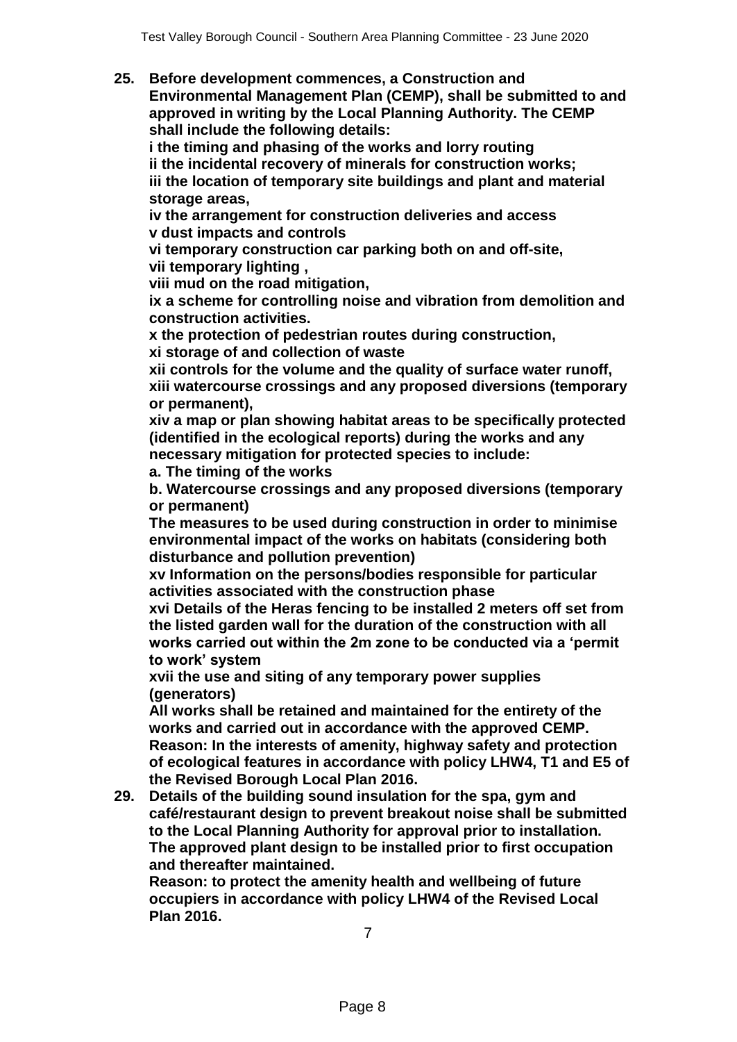**25. Before development commences, a Construction and Environmental Management Plan (CEMP), shall be submitted to and approved in writing by the Local Planning Authority. The CEMP shall include the following details:**
**i the timing and phasing of the works and lorry routing**
**ii the incidental recovery of minerals for construction works;**
**iii the location of temporary site buildings and plant and material storage areas,**
**iv the arrangement for construction deliveries and access**
**v dust impacts and controls**
**vi temporary construction car parking both on and off-site,**
**vii temporary lighting ,**
**viii mud on the road mitigation,**
**ix a scheme for controlling noise and vibration from demolition and construction activities.**
**x the protection of pedestrian routes during construction,**
**xi storage of and collection of waste**
**xii controls for the volume and the quality of surface water runoff,**
**xiii watercourse crossings and any proposed diversions (temporary or permanent),**
**xiv a map or plan showing habitat areas to be specifically protected (identified in the ecological reports) during the works and any necessary mitigation for protected species to include:**
**a. The timing of the works**
**b. Watercourse crossings and any proposed diversions (temporary or permanent)**
**The measures to be used during construction in order to minimise environmental impact of the works on habitats (considering both disturbance and pollution prevention)**
**xv Information on the persons/bodies responsible for particular activities associated with the construction phase**
**xvi Details of the Heras fencing to be installed 2 meters off set from the listed garden wall for the duration of the construction with all works carried out within the 2m zone to be conducted via a 'permit to work' system**
**xvii the use and siting of any temporary power supplies (generators)**
**All works shall be retained and maintained for the entirety of the works and carried out in accordance with the approved CEMP.**
**Reason: In the interests of amenity, highway safety and protection of ecological features in accordance with policy LHW4, T1 and E5 of the Revised Borough Local Plan 2016.**

**29. Details of the building sound insulation for the spa, gym and café/restaurant design to prevent breakout noise shall be submitted to the Local Planning Authority for approval prior to installation. The approved plant design to be installed prior to first occupation and thereafter maintained.**
**Reason: to protect the amenity health and wellbeing of future occupiers in accordance with policy LHW4 of the Revised Local Plan 2016.**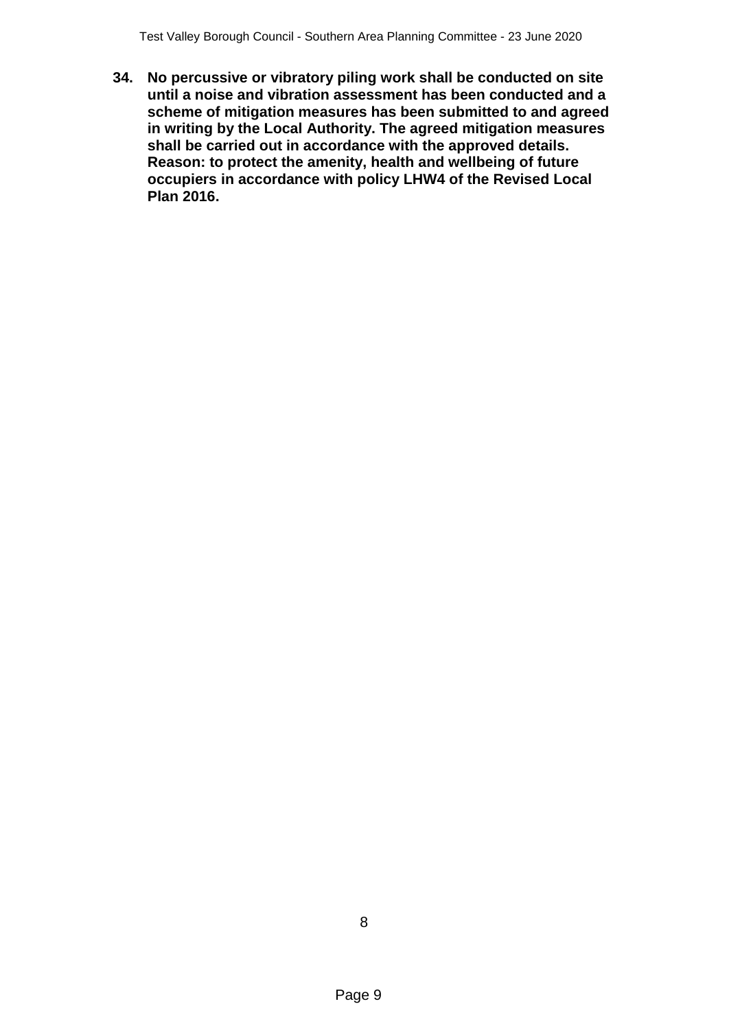**34. No percussive or vibratory piling work shall be conducted on site until a noise and vibration assessment has been conducted and a scheme of mitigation measures has been submitted to and agreed in writing by the Local Authority. The agreed mitigation measures shall be carried out in accordance with the approved details. Reason: to protect the amenity, health and wellbeing of future occupiers in accordance with policy LHW4 of the Revised Local Plan 2016.**